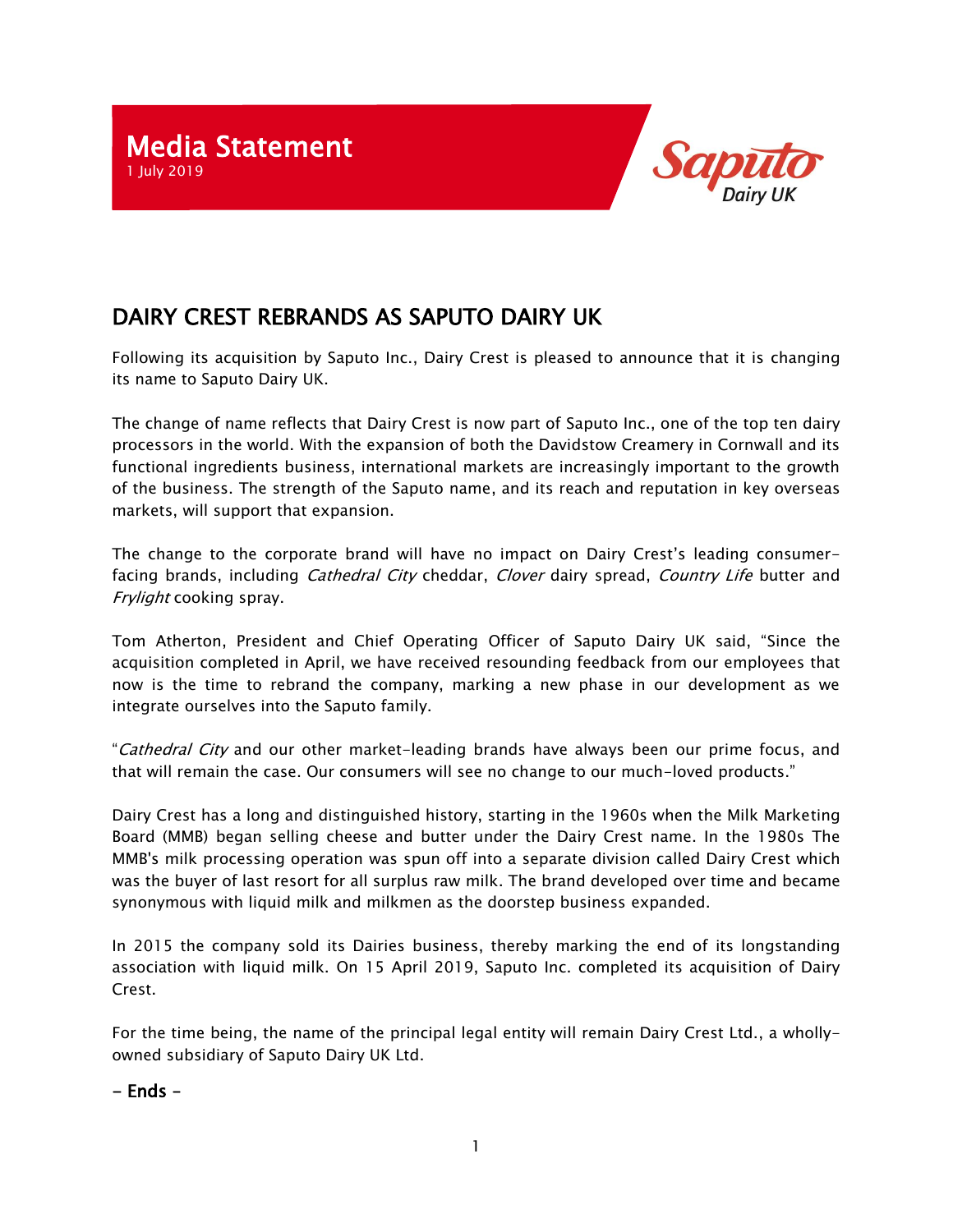# Media Statement

1 July 2019

Saputo Dairy UK

## DAIRY CREST REBRANDS AS SAPUTO DAIRY UK

Following its acquisition by Saputo Inc., Dairy Crest is pleased to announce that it is changing its name to Saputo Dairy UK.

The change of name reflects that Dairy Crest is now part of Saputo Inc., one of the top ten dairy processors in the world. With the expansion of both the Davidstow Creamery in Cornwall and its functional ingredients business, international markets are increasingly important to the growth of the business. The strength of the Saputo name, and its reach and reputation in key overseas markets, will support that expansion.

The change to the corporate brand will have no impact on Dairy Crest's leading consumer-facing brands, including *Cathedral City* cheddar, *Clover* dairy spread, *Country Life* butter and *Frylight* cooking spray.

Tom Atherton, President and Chief Operating Officer of Saputo Dairy UK said, "Since the acquisition completed in April, we have received resounding feedback from our employees that now is the time to rebrand the company, marking a new phase in our development as we integrate ourselves into the Saputo family.

"*Cathedral City* and our other market-leading brands have always been our prime focus, and that will remain the case. Our consumers will see no change to our much-loved products."

Dairy Crest has a long and distinguished history, starting in the 1960s when the Milk Marketing Board (MMB) began selling cheese and butter under the Dairy Crest name. In the 1980s The MMB's milk processing operation was spun off into a separate division called Dairy Crest which was the buyer of last resort for all surplus raw milk. The brand developed over time and became synonymous with liquid milk and milkmen as the doorstep business expanded.

In 2015 the company sold its Dairies business, thereby marking the end of its longstanding association with liquid milk. On 15 April 2019, Saputo Inc. completed its acquisition of Dairy Crest.

For the time being, the name of the principal legal entity will remain Dairy Crest Ltd., a wholly-owned subsidiary of Saputo Dairy UK Ltd.

**- Ends -**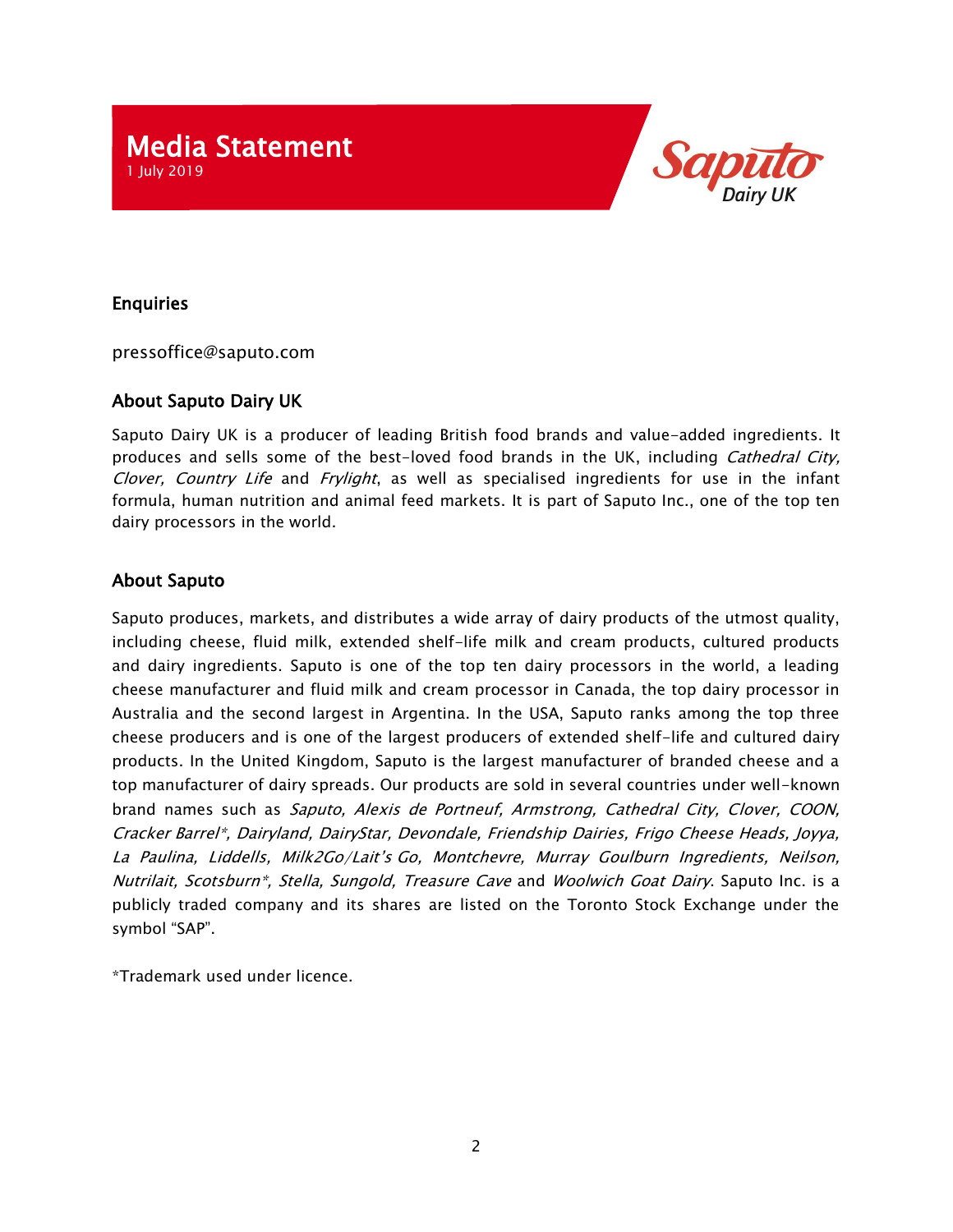# Media Statement

1 July 2019

## Enquiries

pressoffice@saputo.com

## About Saputo Dairy UK

Saputo Dairy UK is a producer of leading British food brands and value-added ingredients. It produces and sells some of the best-loved food brands in the UK, including *Cathedral City, Clover, Country Life* and *Frylight*, as well as specialised ingredients for use in the infant formula, human nutrition and animal feed markets. It is part of Saputo Inc., one of the top ten dairy processors in the world.

## About Saputo

Saputo produces, markets, and distributes a wide array of dairy products of the utmost quality, including cheese, fluid milk, extended shelf-life milk and cream products, cultured products and dairy ingredients. Saputo is one of the top ten dairy processors in the world, a leading cheese manufacturer and fluid milk and cream processor in Canada, the top dairy processor in Australia and the second largest in Argentina. In the USA, Saputo ranks among the top three cheese producers and is one of the largest producers of extended shelf-life and cultured dairy products. In the United Kingdom, Saputo is the largest manufacturer of branded cheese and a top manufacturer of dairy spreads. Our products are sold in several countries under well-known brand names such as *Saputo, Alexis de Portneuf, Armstrong, Cathedral City, Clover, COON, Cracker Barrel\*, Dairyland, DairyStar, Devondale, Friendship Dairies, Frigo Cheese Heads, Joyya, La Paulina, Liddells, Milk2Go/Lait's Go, Montchevre, Murray Goulburn Ingredients, Neilson, Nutrilait, Scotsburn\*, Stella, Sungold, Treasure Cave* and *Woolwich Goat Dairy*. Saputo Inc. is a publicly traded company and its shares are listed on the Toronto Stock Exchange under the symbol "SAP".

*Trademark used under licence.